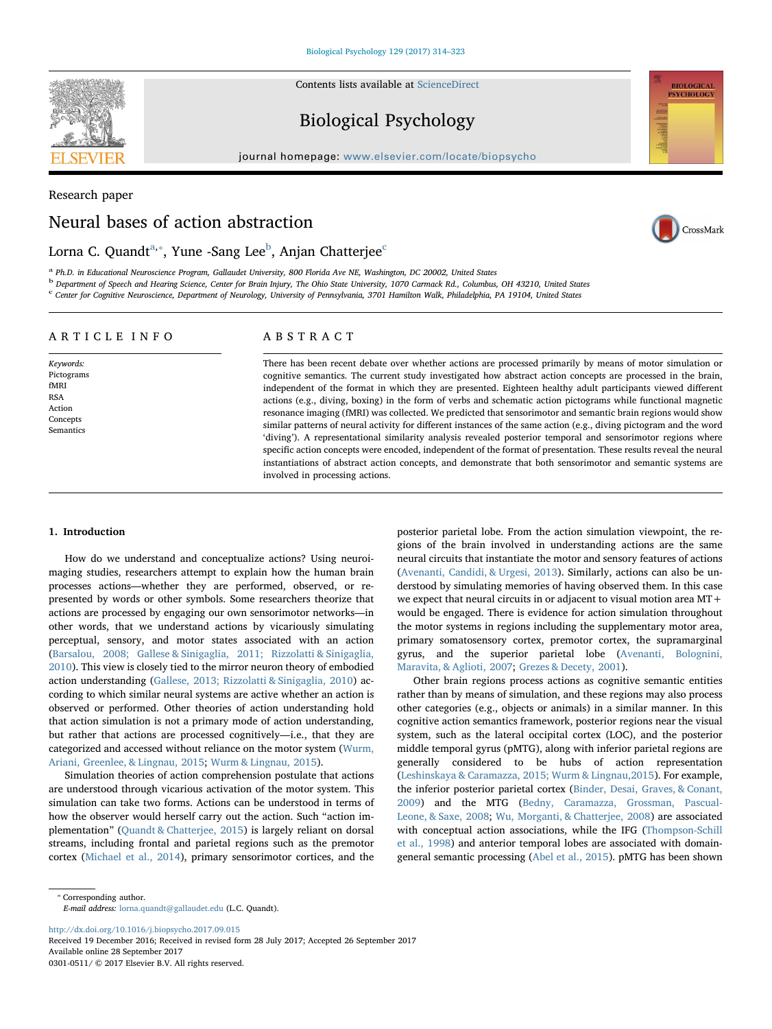Research paper

# Neural bases of action abstraction

Lorna C. Quandt[a,*], Yune -Sang Lee[b], Anjan Chatterjee[c]

[a] Ph.D. in Educational Neuroscience Program, Gallaudet University, 800 Florida Ave NE, Washington, DC 20002, United States
[b] Department of Speech and Hearing Science, Center for Brain Injury, The Ohio State University, 1070 Carmack Rd., Columbus, OH 43210, United States
[c] Center for Cognitive Neuroscience, Department of Neurology, University of Pennsylvania, 3701 Hamilton Walk, Philadelphia, PA 19104, United States

## ARTICLE INFO

*Keywords:*
Pictograms
fMRI
RSA
Action
Concepts
Semantics

## ABSTRACT

There has been recent debate over whether actions are processed primarily by means of motor simulation or cognitive semantics. The current study investigated how abstract action concepts are processed in the brain, independent of the format in which they are presented. Eighteen healthy adult participants viewed different actions (e.g., diving, boxing) in the form of verbs and schematic action pictograms while functional magnetic resonance imaging (fMRI) was collected. We predicted that sensorimotor and semantic brain regions would show similar patterns of neural activity for different instances of the same action (e.g., diving pictogram and the word 'diving'). A representational similarity analysis revealed posterior temporal and sensorimotor regions where specific action concepts were encoded, independent of the format of presentation. These results reveal the neural instantiations of abstract action concepts, and demonstrate that both sensorimotor and semantic systems are involved in processing actions.

## 1. Introduction

How do we understand and conceptualize actions? Using neuroimaging studies, researchers attempt to explain how the human brain processes actions—whether they are performed, observed, or represented by words or other symbols. Some researchers theorize that actions are processed by engaging our own sensorimotor networks—in other words, that we understand actions by vicariously simulating perceptual, sensory, and motor states associated with an action (Barsalou, 2008; Gallese & Sinigaglia, 2011; Rizzolatti & Sinigaglia, 2010). This view is closely tied to the mirror neuron theory of embodied action understanding (Gallese, 2013; Rizzolatti & Sinigaglia, 2010) according to which similar neural systems are active whether an action is observed or performed. Other theories of action understanding hold that action simulation is not a primary mode of action understanding, but rather that actions are processed cognitively—i.e., that they are categorized and accessed without reliance on the motor system (Wurm, Ariani, Greenlee, & Lingnau, 2015; Wurm & Lingnau, 2015).

Simulation theories of action comprehension postulate that actions are understood through vicarious activation of the motor system. This simulation can take two forms. Actions can be understood in terms of how the observer would herself carry out the action. Such "action implementation" (Quandt & Chatterjee, 2015) is largely reliant on dorsal streams, including frontal and parietal regions such as the premotor cortex (Michael et al., 2014), primary sensorimotor cortices, and the posterior parietal lobe. From the action simulation viewpoint, the regions of the brain involved in understanding actions are the same neural circuits that instantiate the motor and sensory features of actions (Avenanti, Candidi, & Urgesi, 2013). Similarly, actions can also be understood by simulating memories of having observed them. In this case we expect that neural circuits in or adjacent to visual motion area MT+ would be engaged. There is evidence for action simulation throughout the motor systems in regions including the supplementary motor area, primary somatosensory cortex, premotor cortex, the supramarginal gyrus, and the superior parietal lobe (Avenanti, Bolognini, Maravita, & Aglioti, 2007; Grezes & Decety, 2001).

Other brain regions process actions as cognitive semantic entities rather than by means of simulation, and these regions may also process other categories (e.g., objects or animals) in a similar manner. In this cognitive action semantics framework, posterior regions near the visual system, such as the lateral occipital cortex (LOC), and the posterior middle temporal gyrus (pMTG), along with inferior parietal regions are generally considered to be hubs of action representation (Leshinskaya & Caramazza, 2015; Wurm & Lingnau,2015). For example, the inferior posterior parietal cortex (Binder, Desai, Graves, & Conant, 2009) and the MTG (Bedny, Caramazza, Grossman, Pascual-Leone, & Saxe, 2008; Wu, Morganti, & Chatterjee, 2008) are associated with conceptual action associations, while the IFG (Thompson-Schill et al., 1998) and anterior temporal lobes are associated with domain-general semantic processing (Abel et al., 2015). pMTG has been shown

* Corresponding author.
*E-mail address:* lorna.quandt@gallaudet.edu (L.C. Quandt).

http://dx.doi.org/10.1016/j.biopsycho.2017.09.015
Received 19 December 2016; Received in revised form 28 July 2017; Accepted 26 September 2017
Available online 28 September 2017
0301-0511/ © 2017 Elsevier B.V. All rights reserved.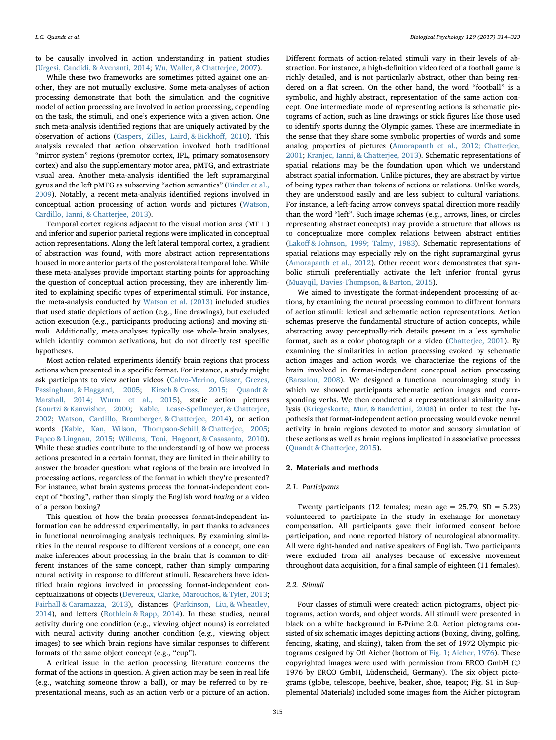to be causally involved in action understanding in patient studies (Urgesi, Candidi, & Avenanti, 2014; Wu, Waller, & Chatterjee, 2007).

While these two frameworks are sometimes pitted against one another, they are not mutually exclusive. Some meta-analyses of action processing demonstrate that both the simulation and the cognitive model of action processing are involved in action processing, depending on the task, the stimuli, and one's experience with a given action. One such meta-analysis identified regions that are uniquely activated by the observation of actions (Caspers, Zilles, Laird, & Eickhoff, 2010). This analysis revealed that action observation involved both traditional "mirror system" regions (premotor cortex, IPL, primary somatosensory cortex) and also the supplementary motor area, pMTG, and extrastriate visual area. Another meta-analysis identified the left supramarginal gyrus and the left pMTG as subserving "action semantics" (Binder et al., 2009). Notably, a recent meta-analysis identified regions involved in conceptual action processing of action words and pictures (Watson, Cardillo, Ianni, & Chatterjee, 2013).

Temporal cortex regions adjacent to the visual motion area (MT+) and inferior and superior parietal regions were implicated in conceptual action representations. Along the left lateral temporal cortex, a gradient of abstraction was found, with more abstract action representations housed in more anterior parts of the posterolateral temporal lobe. While these meta-analyses provide important starting points for approaching the question of conceptual action processing, they are inherently limited to explaining specific types of experimental stimuli. For instance, the meta-analysis conducted by Watson et al. (2013) included studies that used static depictions of action (e.g., line drawings), but excluded action execution (e.g., participants producing actions) and moving stimuli. Additionally, meta-analyses typically use whole-brain analyses, which identify common activations, but do not directly test specific hypotheses.

Most action-related experiments identify brain regions that process actions when presented in a specific format. For instance, a study might ask participants to view action videos (Calvo-Merino, Glaser, Grezes, Passingham, & Haggard, 2005; Kirsch & Cross, 2015; Quandt & Marshall, 2014; Wurm et al., 2015), static action pictures (Kourtzi & Kanwisher, 2000; Kable, Lease-Spellmeyer, & Chatterjee, 2002; Watson, Cardillo, Bromberger, & Chatterjee, 2014), or action words (Kable, Kan, Wilson, Thompson-Schill, & Chatterjee, 2005; Papeo & Lingnau, 2015; Willems, Toni, Hagoort, & Casasanto, 2010). While these studies contribute to the understanding of how we process actions presented in a certain format, they are limited in their ability to answer the broader question: what regions of the brain are involved in processing actions, regardless of the format in which they're presented? For instance, what brain systems process the format-independent concept of "boxing", rather than simply the English word *boxing* or a video of a person boxing?

This question of how the brain processes format-independent information can be addressed experimentally, in part thanks to advances in functional neuroimaging analysis techniques. By examining similarities in the neural response to different versions of a concept, one can make inferences about processing in the brain that is common to different instances of the same concept, rather than simply comparing neural activity in response to different stimuli. Researchers have identified brain regions involved in processing format-independent conceptualizations of objects (Devereux, Clarke, Marouchos, & Tyler, 2013; Fairhall & Caramazza, 2013), distances (Parkinson, Liu, & Wheatley, 2014), and letters (Rothlein & Rapp, 2014). In these studies, neural activity during one condition (e.g., viewing object nouns) is correlated with neural activity during another condition (e.g., viewing object images) to see which brain regions have similar responses to different formats of the same object concept (e.g., "cup").

A critical issue in the action processing literature concerns the format of the actions in question. A given action may be seen in real life (e.g., watching someone throw a ball), or may be referred to by representational means, such as an action verb or a picture of an action. Different formats of action-related stimuli vary in their levels of abstraction. For instance, a high-definition video feed of a football game is richly detailed, and is not particularly abstract, other than being rendered on a flat screen. On the other hand, the word "football" is a symbolic, and highly abstract, representation of the same action concept. One intermediate mode of representing actions is schematic pictograms of action, such as line drawings or stick figures like those used to identify sports during the Olympic games. These are intermediate in the sense that they share some symbolic properties of words and some analog properties of pictures (Amorapanth et al., 2012; Chatterjee, 2001; Kranjec, Ianni, & Chatterjee, 2013). Schematic representations of spatial relations may be the foundation upon which we understand abstract spatial information. Unlike pictures, they are abstract by virtue of being types rather than tokens of actions or relations. Unlike words, they are understood easily and are less subject to cultural variations. For instance, a left-facing arrow conveys spatial direction more readily than the word "left". Such image schemas (e.g., arrows, lines, or circles representing abstract concepts) may provide a structure that allows us to conceptualize more complex relations between abstract entities (Lakoff & Johnson, 1999; Talmy, 1983). Schematic representations of spatial relations may especially rely on the right supramarginal gyrus (Amorapanth et al., 2012). Other recent work demonstrates that symbolic stimuli preferentially activate the left inferior frontal gyrus (Muayqil, Davies-Thompson, & Barton, 2015).

We aimed to investigate the format-independent processing of actions, by examining the neural processing common to different formats of action stimuli: lexical and schematic action representations. Action schemas preserve the fundamental structure of action concepts, while abstracting away perceptually-rich details present in a less symbolic format, such as a color photograph or a video (Chatterjee, 2001). By examining the similarities in action processing evoked by schematic action images and action words, we characterize the regions of the brain involved in format-independent conceptual action processing (Barsalou, 2008). We designed a functional neuroimaging study in which we showed participants schematic action images and corresponding verbs. We then conducted a representational similarity analysis (Kriegeskorte, Mur, & Bandettini, 2008) in order to test the hypothesis that format-independent action processing would evoke neural activity in brain regions devoted to motor and sensory simulation of these actions as well as brain regions implicated in associative processes (Quandt & Chatterjee, 2015).

## 2. Materials and methods

### 2.1. Participants

Twenty participants (12 females; mean age = 25.79, SD = 5.23) volunteered to participate in the study in exchange for monetary compensation. All participants gave their informed consent before participation, and none reported history of neurological abnormality. All were right-handed and native speakers of English. Two participants were excluded from all analyses because of excessive movement throughout data acquisition, for a final sample of eighteen (11 females).

### 2.2. Stimuli

Four classes of stimuli were created: action pictograms, object pictograms, action words, and object words. All stimuli were presented in black on a white background in E-Prime 2.0. Action pictograms consisted of six schematic images depicting actions (boxing, diving, golfing, fencing, skating, and skiing), taken from the set of 1972 Olympic pictograms designed by Otl Aicher (bottom of Fig. 1; Aicher, 1976). These copyrighted images were used with permission from ERCO GmbH (© 1976 by ERCO GmbH, Lüdenscheid, Germany). The six object pictograms (globe, telescope, beehive, beaker, shoe, teapot; Fig. S1 in Supplemental Materials) included some images from the Aicher pictogram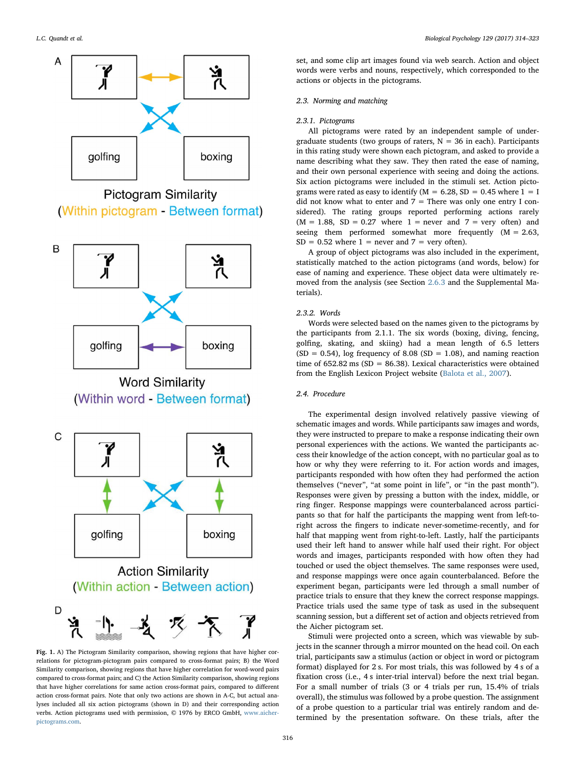Fig. 1. A) The Pictogram Similarity comparison, showing regions that have higher correlations for pictogram-pictogram pairs compared to cross-format pairs; B) the Word Similarity comparison, showing regions that have higher correlation for word-word pairs compared to cross-format pairs; and C) the Action Similarity comparison, showing regions that have higher correlations for same action cross-format pairs, compared to different action cross-format pairs. Note that only two actions are shown in A-C, but actual analyses included all six action pictograms (shown in D) and their corresponding action verbs. Action pictograms used with permission, © 1976 by ERCO GmbH, www.aicher-pictograms.com.

set, and some clip art images found via web search. Action and object words were verbs and nouns, respectively, which corresponded to the actions or objects in the pictograms.

### 2.3. Norming and matching

#### 2.3.1. Pictograms

All pictograms were rated by an independent sample of undergraduate students (two groups of raters, N = 36 in each). Participants in this rating study were shown each pictogram, and asked to provide a name describing what they saw. They then rated the ease of naming, and their own personal experience with seeing and doing the actions. Six action pictograms were included in the stimuli set. Action pictograms were rated as easy to identify (M = 6.28, SD = 0.45 where 1 = I did not know what to enter and 7 = There was only one entry I considered). The rating groups reported performing actions rarely (M = 1.88, SD = 0.27 where 1 = never and 7 = very often) and seeing them performed somewhat more frequently (M = 2.63, SD = 0.52 where 1 = never and 7 = very often).

A group of object pictograms was also included in the experiment, statistically matched to the action pictograms (and words, below) for ease of naming and experience. These object data were ultimately removed from the analysis (see Section 2.6.3 and the Supplemental Materials).

#### 2.3.2. Words

Words were selected based on the names given to the pictograms by the participants from 2.1.1. The six words (boxing, diving, fencing, golfing, skating, and skiing) had a mean length of 6.5 letters (SD = 0.54), log frequency of 8.08 (SD = 1.08), and naming reaction time of 652.82 ms (SD = 86.38). Lexical characteristics were obtained from the English Lexicon Project website (Balota et al., 2007).

### 2.4. Procedure

The experimental design involved relatively passive viewing of schematic images and words. While participants saw images and words, they were instructed to prepare to make a response indicating their own personal experiences with the actions. We wanted the participants access their knowledge of the action concept, with no particular goal as to how or why they were referring to it. For action words and images, participants responded with how often they had performed the action themselves ("never", "at some point in life", or "in the past month"). Responses were given by pressing a button with the index, middle, or ring finger. Response mappings were counterbalanced across participants so that for half the participants the mapping went from left-to-right across the fingers to indicate never-sometime-recently, and for half that mapping went from right-to-left. Lastly, half the participants used their left hand to answer while half used their right. For object words and images, participants responded with how often they had touched or used the object themselves. The same responses were used, and response mappings were once again counterbalanced. Before the experiment began, participants were led through a small number of practice trials to ensure that they knew the correct response mappings. Practice trials used the same type of task as used in the subsequent scanning session, but a different set of action and objects retrieved from the Aicher pictogram set.

Stimuli were projected onto a screen, which was viewable by subjects in the scanner through a mirror mounted on the head coil. On each trial, participants saw a stimulus (action or object in word or pictogram format) displayed for 2 s. For most trials, this was followed by 4 s of a fixation cross (i.e., 4 s inter-trial interval) before the next trial began. For a small number of trials (3 or 4 trials per run, 15.4% of trials overall), the stimulus was followed by a probe question. The assignment of a probe question to a particular trial was entirely random and determined by the presentation software. On these trials, after the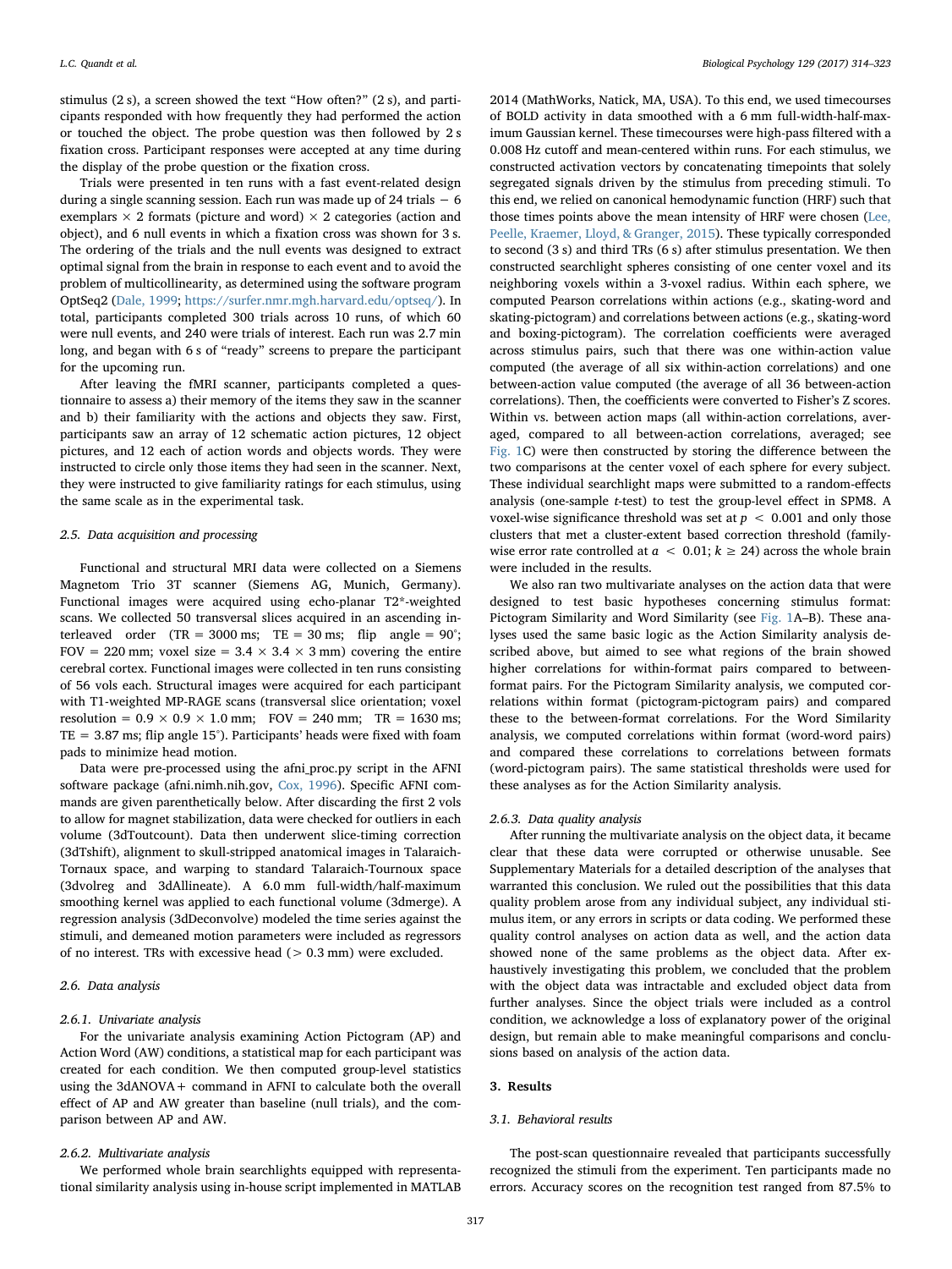stimulus (2 s), a screen showed the text "How often?" (2 s), and participants responded with how frequently they had performed the action or touched the object. The probe question was then followed by 2 s fixation cross. Participant responses were accepted at any time during the display of the probe question or the fixation cross.

Trials were presented in ten runs with a fast event-related design during a single scanning session. Each run was made up of 24 trials − 6 exemplars × 2 formats (picture and word) × 2 categories (action and object), and 6 null events in which a fixation cross was shown for 3 s. The ordering of the trials and the null events was designed to extract optimal signal from the brain in response to each event and to avoid the problem of multicollinearity, as determined using the software program OptSeq2 (Dale, 1999; https://surfer.nmr.mgh.harvard.edu/optseq/). In total, participants completed 300 trials across 10 runs, of which 60 were null events, and 240 were trials of interest. Each run was 2.7 min long, and began with 6 s of "ready" screens to prepare the participant for the upcoming run.

After leaving the fMRI scanner, participants completed a questionnaire to assess a) their memory of the items they saw in the scanner and b) their familiarity with the actions and objects they saw. First, participants saw an array of 12 schematic action pictures, 12 object pictures, and 12 each of action words and objects words. They were instructed to circle only those items they had seen in the scanner. Next, they were instructed to give familiarity ratings for each stimulus, using the same scale as in the experimental task.

### 2.5. Data acquisition and processing

Functional and structural MRI data were collected on a Siemens Magnetom Trio 3T scanner (Siemens AG, Munich, Germany). Functional images were acquired using echo-planar T2*-weighted scans. We collected 50 transversal slices acquired in an ascending interleaved order (TR = 3000 ms; TE = 30 ms; flip angle = 90°; FOV = 220 mm; voxel size = 3.4 × 3.4 × 3 mm) covering the entire cerebral cortex. Functional images were collected in ten runs consisting of 56 vols each. Structural images were acquired for each participant with T1-weighted MP-RAGE scans (transversal slice orientation; voxel resolution = 0.9 × 0.9 × 1.0 mm; FOV = 240 mm; TR = 1630 ms; TE = 3.87 ms; flip angle 15°). Participants' heads were fixed with foam pads to minimize head motion.

Data were pre-processed using the afni_proc.py script in the AFNI software package (afni.nimh.nih.gov, Cox, 1996). Specific AFNI commands are given parenthetically below. After discarding the first 2 vols to allow for magnet stabilization, data were checked for outliers in each volume (3dToutcount). Data then underwent slice-timing correction (3dTshift), alignment to skull-stripped anatomical images in Talaraich-Tornaux space, and warping to standard Talaraich-Tournoux space (3dvolreg and 3dAllineate). A 6.0 mm full-width/half-maximum smoothing kernel was applied to each functional volume (3dmerge). A regression analysis (3dDeconvolve) modeled the time series against the stimuli, and demeaned motion parameters were included as regressors of no interest. TRs with excessive head (> 0.3 mm) were excluded.

### 2.6. Data analysis

#### 2.6.1. Univariate analysis

For the univariate analysis examining Action Pictogram (AP) and Action Word (AW) conditions, a statistical map for each participant was created for each condition. We then computed group-level statistics using the 3dANOVA+ command in AFNI to calculate both the overall effect of AP and AW greater than baseline (null trials), and the comparison between AP and AW.

#### 2.6.2. Multivariate analysis

We performed whole brain searchlights equipped with representational similarity analysis using in-house script implemented in MATLAB 2014 (MathWorks, Natick, MA, USA). To this end, we used timecourses of BOLD activity in data smoothed with a 6 mm full-width-half-maximum Gaussian kernel. These timecourses were high-pass filtered with a 0.008 Hz cutoff and mean-centered within runs. For each stimulus, we constructed activation vectors by concatenating timepoints that solely segregated signals driven by the stimulus from preceding stimuli. To this end, we relied on canonical hemodynamic function (HRF) such that those times points above the mean intensity of HRF were chosen (Lee, Peelle, Kraemer, Lloyd, & Granger, 2015). These typically corresponded to second (3 s) and third TRs (6 s) after stimulus presentation. We then constructed searchlight spheres consisting of one center voxel and its neighboring voxels within a 3-voxel radius. Within each sphere, we computed Pearson correlations within actions (e.g., skating-word and skating-pictogram) and correlations between actions (e.g., skating-word and boxing-pictogram). The correlation coefficients were averaged across stimulus pairs, such that there was one within-action value computed (the average of all six within-action correlations) and one between-action value computed (the average of all 36 between-action correlations). Then, the coefficients were converted to Fisher's Z scores. Within vs. between action maps (all within-action correlations, averaged, compared to all between-action correlations, averaged; see Fig. 1C) were then constructed by storing the difference between the two comparisons at the center voxel of each sphere for every subject. These individual searchlight maps were submitted to a random-effects analysis (one-sample *t*-test) to test the group-level effect in SPM8. A voxel-wise significance threshold was set at $p < 0.001$ and only those clusters that met a cluster-extent based correction threshold (family-wise error rate controlled at $a < 0.01$; $k \geq 24$) across the whole brain were included in the results.

We also ran two multivariate analyses on the action data that were designed to test basic hypotheses concerning stimulus format: Pictogram Similarity and Word Similarity (see Fig. 1A–B). These analyses used the same basic logic as the Action Similarity analysis described above, but aimed to see what regions of the brain showed higher correlations for within-format pairs compared to between-format pairs. For the Pictogram Similarity analysis, we computed correlations within format (pictogram-pictogram pairs) and compared these to the between-format correlations. For the Word Similarity analysis, we computed correlations within format (word-word pairs) and compared these correlations to correlations between formats (word-pictogram pairs). The same statistical thresholds were used for these analyses as for the Action Similarity analysis.

#### 2.6.3. Data quality analysis

After running the multivariate analysis on the object data, it became clear that these data were corrupted or otherwise unusable. See Supplementary Materials for a detailed description of the analyses that warranted this conclusion. We ruled out the possibilities that this data quality problem arose from any individual subject, any individual stimulus item, or any errors in scripts or data coding. We performed these quality control analyses on action data as well, and the action data showed none of the same problems as the object data. After exhaustively investigating this problem, we concluded that the problem with the object data was intractable and excluded object data from further analyses. Since the object trials were included as a control condition, we acknowledge a loss of explanatory power of the original design, but remain able to make meaningful comparisons and conclusions based on analysis of the action data.

## 3. Results

### 3.1. Behavioral results

The post-scan questionnaire revealed that participants successfully recognized the stimuli from the experiment. Ten participants made no errors. Accuracy scores on the recognition test ranged from 87.5% to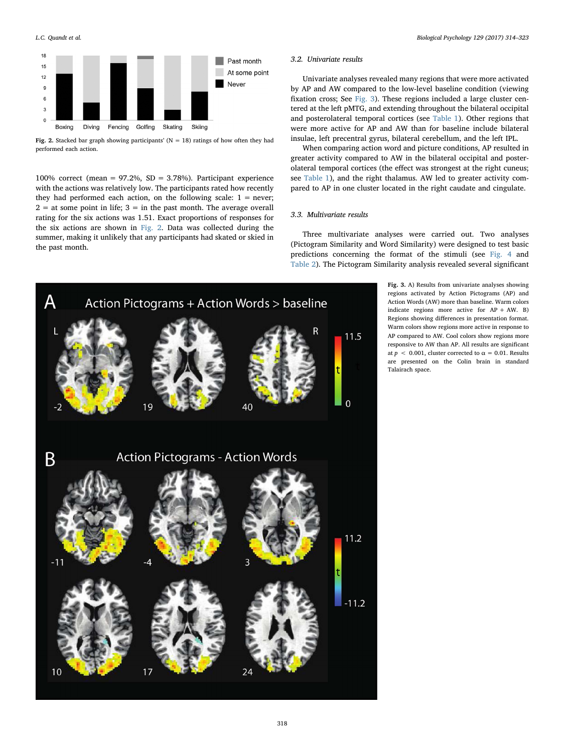Fig. 2. Stacked bar graph showing participants' (N = 18) ratings of how often they had performed each action.

100% correct (mean = 97.2%, SD = 3.78%). Participant experience with the actions was relatively low. The participants rated how recently they had performed each action, on the following scale: 1 = never; 2 = at some point in life; 3 = in the past month. The average overall rating for the six actions was 1.51. Exact proportions of responses for the six actions are shown in Fig. 2. Data was collected during the summer, making it unlikely that any participants had skated or skied in the past month.

### 3.2. Univariate results

Univariate analyses revealed many regions that were more activated by AP and AW compared to the low-level baseline condition (viewing fixation cross; See Fig. 3). These regions included a large cluster centered at the left pMTG, and extending throughout the bilateral occipital and posterolateral temporal cortices (see Table 1). Other regions that were more active for AP and AW than for baseline include bilateral insulae, left precentral gyrus, bilateral cerebellum, and the left IPL.

When comparing action word and picture conditions, AP resulted in greater activity compared to AW in the bilateral occipital and posterolateral temporal cortices (the effect was strongest at the right cuneus; see Table 1), and the right thalamus. AW led to greater activity compared to AP in one cluster located in the right caudate and cingulate.

### 3.3. Multivariate results

Three multivariate analyses were carried out. Two analyses (Pictogram Similarity and Word Similarity) were designed to test basic predictions concerning the format of the stimuli (see Fig. 4 and Table 2). The Pictogram Similarity analysis revealed several significant

Fig. 3. A) Results from univariate analyses showing regions activated by Action Pictograms (AP) and Action Words (AW) more than baseline. Warm colors indicate regions more active for AP + AW. B) Regions showing differences in presentation format. Warm colors show regions more active in response to AP compared to AW. Cool colors show regions more responsive to AW than AP. All results are significant at $p < 0.001$, cluster corrected to $\alpha = 0.01$. Results are presented on the Colin brain in standard Talairach space.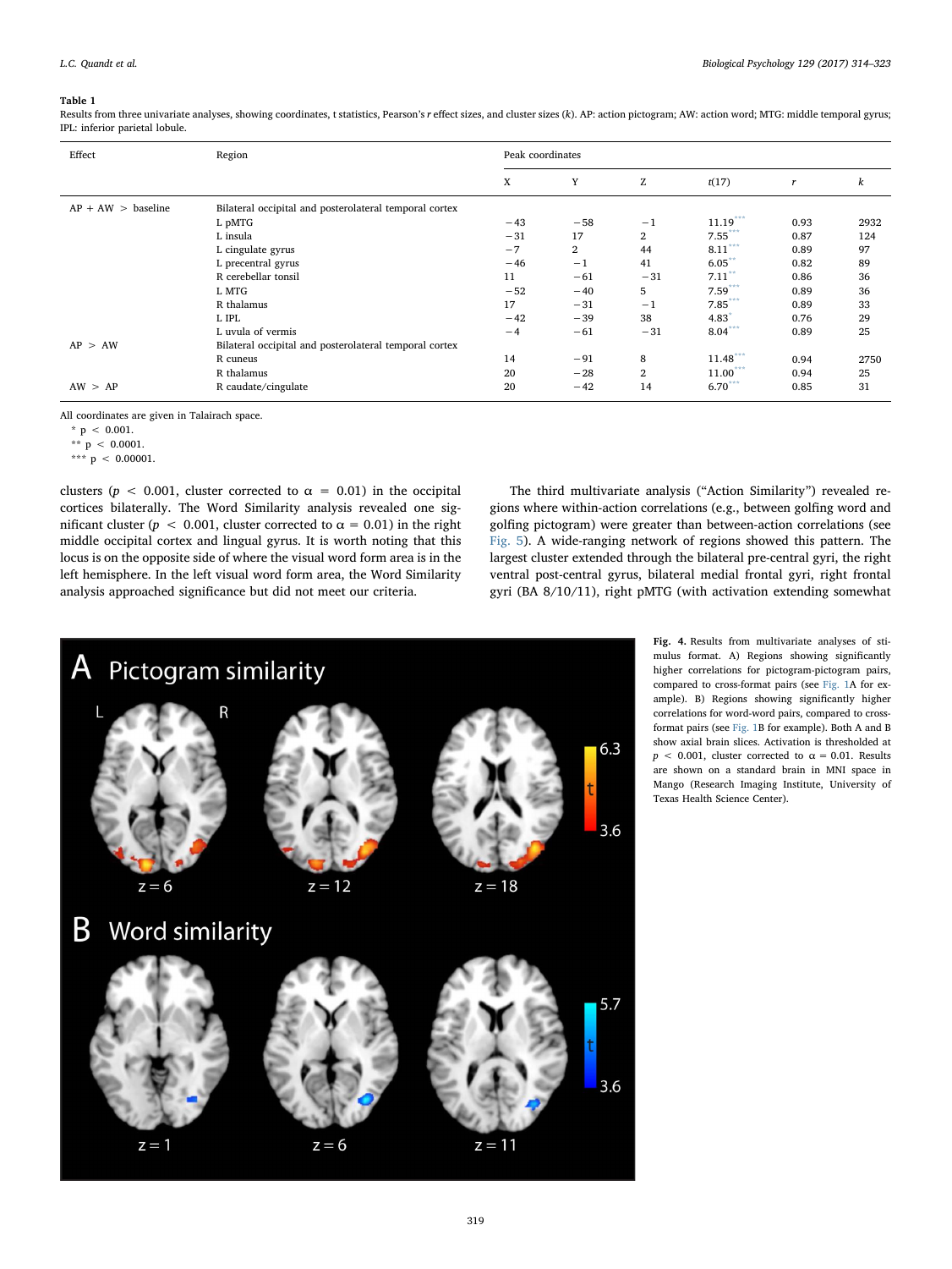**Table 1**
Results from three univariate analyses, showing coordinates, t statistics, Pearson's *r* effect sizes, and cluster sizes (*k*). AP: action pictogram; AW: action word; MTG: middle temporal gyrus; IPL: inferior parietal lobule.

| Effect | Region | Peak coordinates | | | | | |
|---|---|---|---|---|---|---|---|
| | | X | Y | Z | *t*(17) | *r* | *k* |
| AP + AW > baseline | Bilateral occipital and posterolateral temporal cortex | | | | | | |
| | L pMTG | −43 | −58 | −1 | 11.19*** | 0.93 | 2932 |
| | L insula | −31 | 17 | 2 | 7.55*** | 0.87 | 124 |
| | L cingulate gyrus | −7 | 2 | 44 | 8.11*** | 0.89 | 97 |
| | L precentral gyrus | −46 | −1 | 41 | 6.05** | 0.82 | 89 |
| | R cerebellar tonsil | 11 | −61 | −31 | 7.11** | 0.86 | 36 |
| | L MTG | −52 | −40 | 5 | 7.59*** | 0.89 | 36 |
| | R thalamus | 17 | −31 | −1 | 7.85*** | 0.89 | 33 |
| | L IPL | −42 | −39 | 38 | 4.83* | 0.76 | 29 |
| | L uvula of vermis | −4 | −61 | −31 | 8.04*** | 0.89 | 25 |
| AP > AW | Bilateral occipital and posterolateral temporal cortex | | | | | | |
| | R cuneus | 14 | −91 | 8 | 11.48*** | 0.94 | 2750 |
| | R thalamus | 20 | −28 | 2 | 11.00*** | 0.94 | 25 |
| AW > AP | R caudate/cingulate | 20 | −42 | 14 | 6.70*** | 0.85 | 31 |

All coordinates are given in Talairach space.
\* $p < 0.001$.
\*\* $p < 0.0001$.
\*\*\* $p < 0.00001$.

clusters ($p < 0.001$, cluster corrected to $\alpha = 0.01$) in the occipital cortices bilaterally. The Word Similarity analysis revealed one significant cluster ($p < 0.001$, cluster corrected to $\alpha = 0.01$) in the right middle occipital cortex and lingual gyrus. It is worth noting that this locus is on the opposite side of where the visual word form area is in the left hemisphere. In the left visual word form area, the Word Similarity analysis approached significance but did not meet our criteria.

The third multivariate analysis ("Action Similarity") revealed regions where within-action correlations (e.g., between golfing word and golfing pictogram) were greater than between-action correlations (see Fig. 5). A wide-ranging network of regions showed this pattern. The largest cluster extended through the bilateral pre-central gyri, the right ventral post-central gyrus, bilateral medial frontal gyri, right frontal gyri (BA 8/10/11), right pMTG (with activation extending somewhat

**Fig. 4.** Results from multivariate analyses of stimulus format. A) Regions showing significantly higher correlations for pictogram-pictogram pairs, compared to cross-format pairs (see Fig. 1A for example). B) Regions showing significantly higher correlations for word-word pairs, compared to cross-format pairs (see Fig. 1B for example). Both A and B show axial brain slices. Activation is thresholded at $p < 0.001$, cluster corrected to $\alpha = 0.01$. Results are shown on a standard brain in MNI space in Mango (Research Imaging Institute, University of Texas Health Science Center).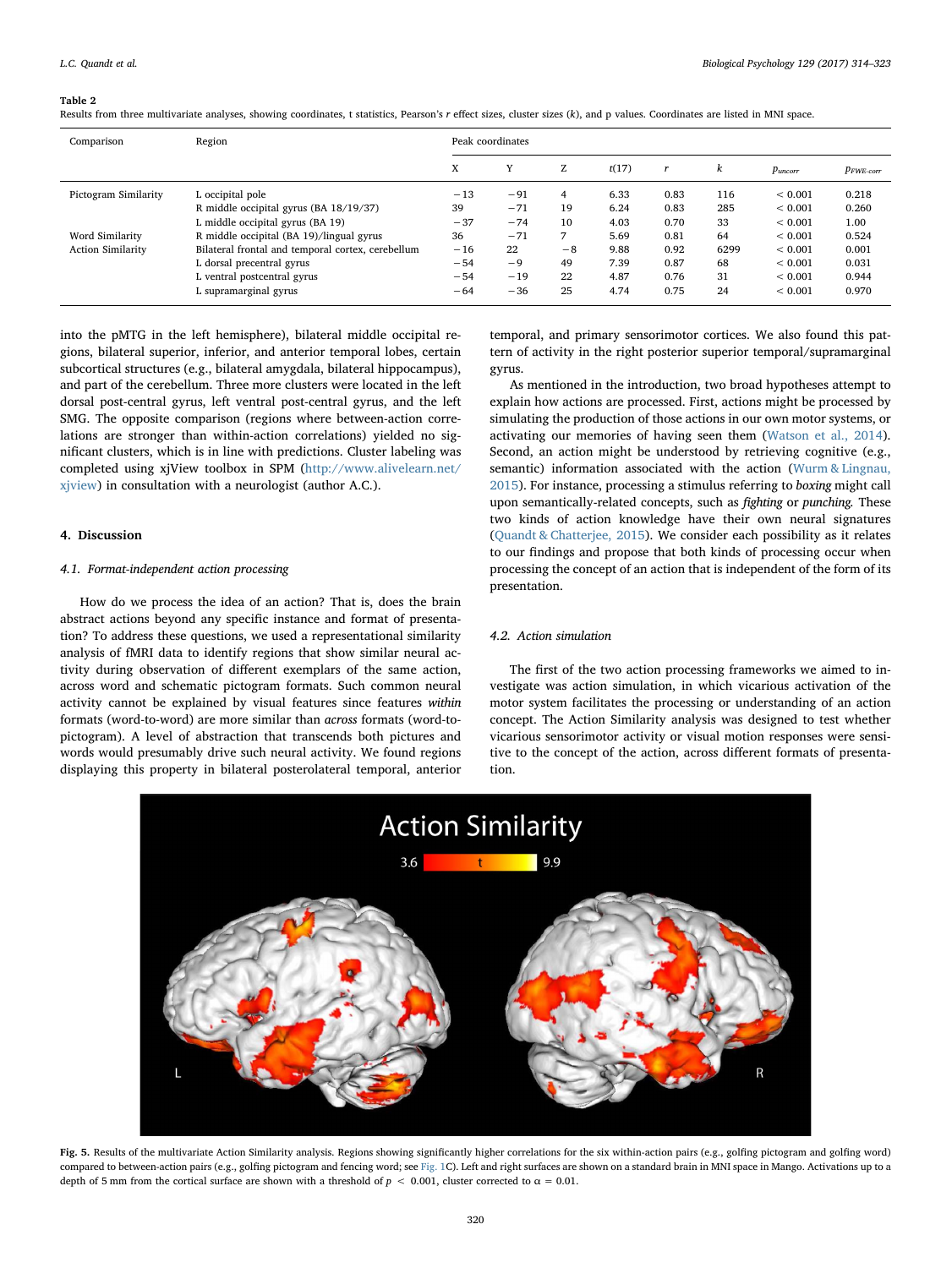**Table 2**
Results from three multivariate analyses, showing coordinates, t statistics, Pearson's *r* effect sizes, cluster sizes (*k*), and p values. Coordinates are listed in MNI space.

| Comparison | Region | Peak coordinates | | | | | | | |
|---|---|---|---|---|---|---|---|---|---|
| | | X | Y | Z | $t(17)$ | $r$ | $k$ | $p_{uncorr}$ | $p_{FWE\text{-}corr}$ |
| Pictogram Similarity | L occipital pole | −13 | −91 | 4 | 6.33 | 0.83 | 116 | < 0.001 | 0.218 |
| | R middle occipital gyrus (BA 18/19/37) | 39 | −71 | 19 | 6.24 | 0.83 | 285 | < 0.001 | 0.260 |
| | L middle occipital gyrus (BA 19) | −37 | −74 | 10 | 4.03 | 0.70 | 33 | < 0.001 | 1.00 |
| Word Similarity | R middle occipital (BA 19)/lingual gyrus | 36 | −71 | 7 | 5.69 | 0.81 | 64 | < 0.001 | 0.524 |
| Action Similarity | Bilateral frontal and temporal cortex, cerebellum | −16 | 22 | −8 | 9.88 | 0.92 | 6299 | < 0.001 | 0.001 |
| | L dorsal precentral gyrus | −54 | −9 | 49 | 7.39 | 0.87 | 68 | < 0.001 | 0.031 |
| | L ventral postcentral gyrus | −54 | −19 | 22 | 4.87 | 0.76 | 31 | < 0.001 | 0.944 |
| | L supramarginal gyrus | −64 | −36 | 25 | 4.74 | 0.75 | 24 | < 0.001 | 0.970 |

into the pMTG in the left hemisphere), bilateral middle occipital regions, bilateral superior, inferior, and anterior temporal lobes, certain subcortical structures (e.g., bilateral amygdala, bilateral hippocampus), and part of the cerebellum. Three more clusters were located in the left dorsal post-central gyrus, left ventral post-central gyrus, and the left SMG. The opposite comparison (regions where between-action correlations are stronger than within-action correlations) yielded no significant clusters, which is in line with predictions. Cluster labeling was completed using xjView toolbox in SPM (http://www.alivelearn.net/xjview) in consultation with a neurologist (author A.C.).

## 4. Discussion

### 4.1. Format-independent action processing

How do we process the idea of an action? That is, does the brain abstract actions beyond any specific instance and format of presentation? To address these questions, we used a representational similarity analysis of fMRI data to identify regions that show similar neural activity during observation of different exemplars of the same action, across word and schematic pictogram formats. Such common neural activity cannot be explained by visual features since features *within* formats (word-to-word) are more similar than *across* formats (word-to-pictogram). A level of abstraction that transcends both pictures and words would presumably drive such neural activity. We found regions displaying this property in bilateral posterolateral temporal, anterior temporal, and primary sensorimotor cortices. We also found this pattern of activity in the right posterior superior temporal/supramarginal gyrus.

As mentioned in the introduction, two broad hypotheses attempt to explain how actions are processed. First, actions might be processed by simulating the production of those actions in our own motor systems, or activating our memories of having seen them (Watson et al., 2014). Second, an action might be understood by retrieving cognitive (e.g., semantic) information associated with the action (Wurm & Lingnau, 2015). For instance, processing a stimulus referring to *boxing* might call upon semantically-related concepts, such as *fighting* or *punching*. These two kinds of action knowledge have their own neural signatures (Quandt & Chatterjee, 2015). We consider each possibility as it relates to our findings and propose that both kinds of processing occur when processing the concept of an action that is independent of the form of its presentation.

### 4.2. Action simulation

The first of the two action processing frameworks we aimed to investigate was action simulation, in which vicarious activation of the motor system facilitates the processing or understanding of an action concept. The Action Similarity analysis was designed to test whether vicarious sensorimotor activity or visual motion responses were sensitive to the concept of the action, across different formats of presentation.

**Fig. 5.** Results of the multivariate Action Similarity analysis. Regions showing significantly higher correlations for the six within-action pairs (e.g., golfing pictogram and golfing word) compared to between-action pairs (e.g., golfing pictogram and fencing word; see Fig. 1C). Left and right surfaces are shown on a standard brain in MNI space in Mango. Activations up to a depth of 5 mm from the cortical surface are shown with a threshold of $p < 0.001$, cluster corrected to $\alpha = 0.01$.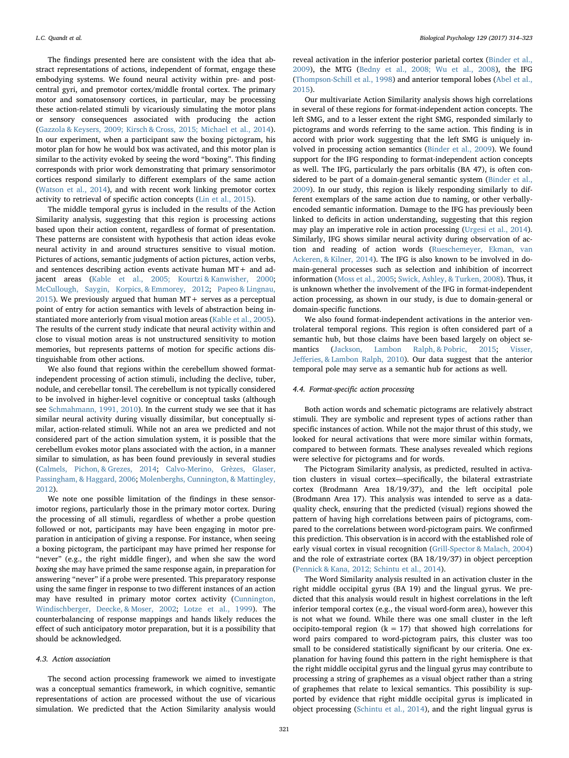The findings presented here are consistent with the idea that abstract representations of actions, independent of format, engage these embodying systems. We found neural activity within pre- and post-central gyri, and premotor cortex/middle frontal cortex. The primary motor and somatosensory cortices, in particular, may be processing these action-related stimuli by vicariously simulating the motor plans or sensory consequences associated with producing the action (Gazzola & Keysers, 2009; Kirsch & Cross, 2015; Michael et al., 2014). In our experiment, when a participant saw the boxing pictogram, his motor plan for how he would box was activated, and this motor plan is similar to the activity evoked by seeing the word "boxing". This finding corresponds with prior work demonstrating that primary sensorimotor cortices respond similarly to different exemplars of the same action (Watson et al., 2014), and with recent work linking premotor cortex activity to retrieval of specific action concepts (Lin et al., 2015).

The middle temporal gyrus is included in the results of the Action Similarity analysis, suggesting that this region is processing actions based upon their action content, regardless of format of presentation. These patterns are consistent with hypothesis that action ideas evoke neural activity in and around structures sensitive to visual motion. Pictures of actions, semantic judgments of action pictures, action verbs, and sentences describing action events activate human MT+ and adjacent areas (Kable et al., 2005; Kourtzi & Kanwisher, 2000; McCullough, Saygin, Korpics, & Emmorey, 2012; Papeo & Lingnau, 2015). We previously argued that human MT+ serves as a perceptual point of entry for action semantics with levels of abstraction being instantiated more anteriorly from visual motion areas (Kable et al., 2005). The results of the current study indicate that neural activity within and close to visual motion areas is not unstructured sensitivity to motion memories, but represents patterns of motion for specific actions distinguishable from other actions.

We also found that regions within the cerebellum showed format-independent processing of action stimuli, including the declive, tuber, nodule, and cerebellar tonsil. The cerebellum is not typically considered to be involved in higher-level cognitive or conceptual tasks (although see Schmahmann, 1991, 2010). In the current study we see that it has similar neural activity during visually dissimilar, but conceptually similar, action-related stimuli. While not an area we predicted and not considered part of the action simulation system, it is possible that the cerebellum evokes motor plans associated with the action, in a manner similar to simulation, as has been found previously in several studies (Calmels, Pichon, & Grezes, 2014; Calvo-Merino, Grèzes, Glaser, Passingham, & Haggard, 2006; Molenberghs, Cunnington, & Mattingley, 2012).

We note one possible limitation of the findings in these sensorimotor regions, particularly those in the primary motor cortex. During the processing of all stimuli, regardless of whether a probe question followed or not, participants may have been engaging in motor preparation in anticipation of giving a response. For instance, when seeing a boxing pictogram, the participant may have primed her response for "never" (e.g., the right middle finger), and when she saw the word *boxing* she may have primed the same response again, in preparation for answering "never" if a probe were presented. This preparatory response using the same finger in response to two different instances of an action may have resulted in primary motor cortex activity (Cunnington, Windischberger, Deecke, & Moser, 2002; Lotze et al., 1999). The counterbalancing of response mappings and hands likely reduces the effect of such anticipatory motor preparation, but it is a possibility that should be acknowledged.

### 4.3. Action association

The second action processing framework we aimed to investigate was a conceptual semantics framework, in which cognitive, semantic representations of action are processed without the use of vicarious simulation. We predicted that the Action Similarity analysis would reveal activation in the inferior posterior parietal cortex (Binder et al., 2009), the MTG (Bedny et al., 2008; Wu et al., 2008), the IFG (Thompson-Schill et al., 1998) and anterior temporal lobes (Abel et al., 2015).

Our multivariate Action Similarity analysis shows high correlations in several of these regions for format-independent action concepts. The left SMG, and to a lesser extent the right SMG, responded similarly to pictograms and words referring to the same action. This finding is in accord with prior work suggesting that the left SMG is uniquely involved in processing action semantics (Binder et al., 2009). We found support for the IFG responding to format-independent action concepts as well. The IFG, particularly the pars orbitalis (BA 47), is often considered to be part of a domain-general semantic system (Binder et al., 2009). In our study, this region is likely responding similarly to different exemplars of the same action due to naming, or other verbally-encoded semantic information. Damage to the IFG has previously been linked to deficits in action understanding, suggesting that this region may play an imperative role in action processing (Urgesi et al., 2014). Similarly, IFG shows similar neural activity during observation of action and reading of action words (Rueschemeyer, Ekman, van Ackeren, & Kilner, 2014). The IFG is also known to be involved in domain-general processes such as selection and inhibition of incorrect information (Moss et al., 2005; Swick, Ashley, & Turken, 2008). Thus, it is unknown whether the involvement of the IFG in format-independent action processing, as shown in our study, is due to domain-general or domain-specific functions.

We also found format-independent activations in the anterior ventrolateral temporal regions. This region is often considered part of a semantic hub, but those claims have been based largely on object semantics (Jackson, Lambon Ralph, & Pobric, 2015; Visser, Jefferies, & Lambon Ralph, 2010). Our data suggest that the anterior temporal pole may serve as a semantic hub for actions as well.

### 4.4. Format-specific action processing

Both action words and schematic pictograms are relatively abstract stimuli. They are symbolic and represent types of actions rather than specific instances of action. While not the major thrust of this study, we looked for neural activations that were more similar within formats, compared to between formats. These analyses revealed which regions were selective for pictograms and for words.

The Pictogram Similarity analysis, as predicted, resulted in activation clusters in visual cortex—specifically, the bilateral extrastriate cortex (Brodmann Area 18/19/37), and the left occipital pole (Brodmann Area 17). This analysis was intended to serve as a data-quality check, ensuring that the predicted (visual) regions showed the pattern of having high correlations between pairs of pictograms, compared to the correlations between word-pictogram pairs. We confirmed this prediction. This observation is in accord with the established role of early visual cortex in visual recognition (Grill-Spector & Malach, 2004) and the role of extrastriate cortex (BA 18/19/37) in object perception (Pennick & Kana, 2012; Schintu et al., 2014).

The Word Similarity analysis resulted in an activation cluster in the right middle occipital gyrus (BA 19) and the lingual gyrus. We predicted that this analysis would result in highest correlations in the left inferior temporal cortex (e.g., the visual word-form area), however this is not what we found. While there was one small cluster in the left occipito-temporal region (k = 17) that showed high correlations for word pairs compared to word-pictogram pairs, this cluster was too small to be considered statistically significant by our criteria. One explanation for having found this pattern in the right hemisphere is that the right middle occipital gyrus and the lingual gyrus may contribute to processing a string of graphemes as a visual object rather than a string of graphemes that relate to lexical semantics. This possibility is supported by evidence that right middle occipital gyrus is implicated in object processing (Schintu et al., 2014), and the right lingual gyrus is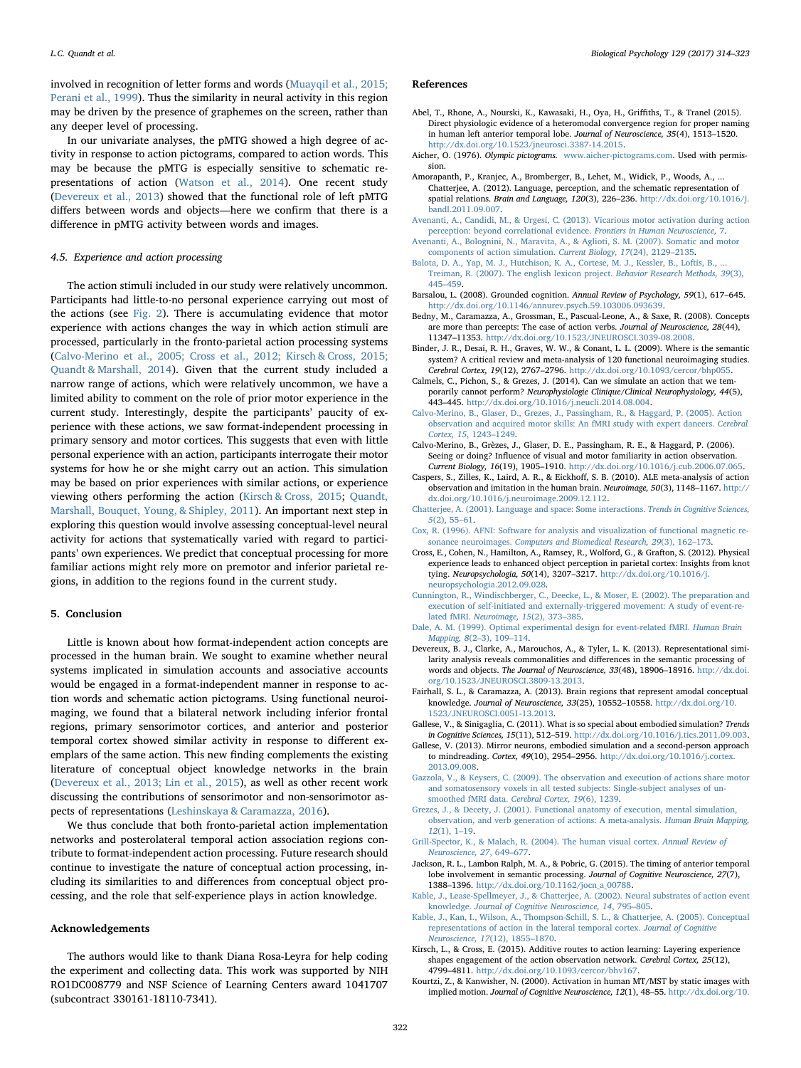involved in recognition of letter forms and words (Muayqil et al., 2015; Perani et al., 1999). Thus the similarity in neural activity in this region may be driven by the presence of graphemes on the screen, rather than any deeper level of processing.

In our univariate analyses, the pMTG showed a high degree of activity in response to action pictograms, compared to action words. This may be because the pMTG is especially sensitive to schematic representations of action (Watson et al., 2014). One recent study (Devereux et al., 2013) showed that the functional role of left pMTG differs between words and objects—here we confirm that there is a difference in pMTG activity between words and images.

### 4.5. Experience and action processing

The action stimuli included in our study were relatively uncommon. Participants had little-to-no personal experience carrying out most of the actions (see Fig. 2). There is accumulating evidence that motor experience with actions changes the way in which action stimuli are processed, particularly in the fronto-parietal action processing systems (Calvo-Merino et al., 2005; Cross et al., 2012; Kirsch & Cross, 2015; Quandt & Marshall, 2014). Given that the current study included a narrow range of actions, which were relatively uncommon, we have a limited ability to comment on the role of prior motor experience in the current study. Interestingly, despite the participants' paucity of experience with these actions, we saw format-independent processing in primary sensory and motor cortices. This suggests that even with little personal experience with an action, participants interrogate their motor systems for how he or she might carry out an action. This simulation may be based on prior experiences with similar actions, or experience viewing others performing the action (Kirsch & Cross, 2015; Quandt, Marshall, Bouquet, Young, & Shipley, 2011). An important next step in exploring this question would involve assessing conceptual-level neural activity for actions that systematically varied with regard to participants' own experiences. We predict that conceptual processing for more familiar actions might rely more on premotor and inferior parietal regions, in addition to the regions found in the current study.

## 5. Conclusion

Little is known about how format-independent action concepts are processed in the human brain. We sought to examine whether neural systems implicated in simulation accounts and associative accounts would be engaged in a format-independent manner in response to action words and schematic action pictograms. Using functional neuroimaging, we found that a bilateral network including inferior frontal regions, primary sensorimotor cortices, and anterior and posterior temporal cortex showed similar activity in response to different exemplars of the same action. This new finding complements the existing literature of conceptual object knowledge networks in the brain (Devereux et al., 2013; Lin et al., 2015), as well as other recent work discussing the contributions of sensorimotor and non-sensorimotor aspects of representations (Leshinskaya & Caramazza, 2016).

We thus conclude that both fronto-parietal action implementation networks and posterolateral temporal action association regions contribute to format-independent action processing. Future research should continue to investigate the nature of conceptual action processing, including its similarities to and differences from conceptual object processing, and the role that self-experience plays in action knowledge.

## Acknowledgements

The authors would like to thank Diana Rosa-Leyra for help coding the experiment and collecting data. This work was supported by NIH RO1DC008779 and NSF Science of Learning Centers award 1041707 (subcontract 330161-18110-7341).

## References

Abel, T., Rhone, A., Nourski, K., Kawasaki, H., Oya, H., Griffiths, T., & Tranel (2015). Direct physiologic evidence of a heteromodal convergence region for proper naming in human left anterior temporal lobe. *Journal of Neuroscience, 35*(4), 1513–1520. http://dx.doi.org/10.1523/jneurosci.3387-14.2015.

Aicher, O. (1976). *Olympic pictograms.* www.aicher-pictograms.com. Used with permission.

Amorapanth, P., Kranjec, A., Bromberger, B., Lehet, M., Widick, P., Woods, A., ... Chatterjee, A. (2012). Language, perception, and the schematic representation of spatial relations. *Brain and Language, 120*(3), 226–236. http://dx.doi.org/10.1016/j.bandl.2011.09.007.

Avenanti, A., Candidi, M., & Urgesi, C. (2013). Vicarious motor activation during action perception: beyond correlational evidence. *Frontiers in Human Neuroscience, 7*.

Avenanti, A., Bolognini, N., Maravita, A., & Aglioti, S. M. (2007). Somatic and motor components of action simulation. *Current Biology, 17*(24), 2129–2135.

Balota, D. A., Yap, M. J., Hutchison, K. A., Cortese, M. J., Kessler, B., Loftis, B., ... Treiman, R. (2007). The english lexicon project. *Behavior Research Methods, 39*(3), 445–459.

Barsalou, L. (2008). Grounded cognition. *Annual Review of Psychology, 59*(1), 617–645. http://dx.doi.org/10.1146/annurev.psych.59.103006.093639.

Bedny, M., Caramazza, A., Grossman, E., Pascual-Leone, A., & Saxe, R. (2008). Concepts are more than percepts: The case of action verbs. *Journal of Neuroscience, 28*(44), 11347–11353. http://dx.doi.org/10.1523/JNEUROSCI.3039-08.2008.

Binder, J. R., Desai, R. H., Graves, W. W., & Conant, L. L. (2009). Where is the semantic system? A critical review and meta-analysis of 120 functional neuroimaging studies. *Cerebral Cortex, 19*(12), 2767–2796. http://dx.doi.org/10.1093/cercor/bhp055.

Calmels, C., Pichon, S., & Grezes, J. (2014). Can we simulate an action that we temporarily cannot perform? *Neurophysiologie Clinique/Clinical Neurophysiology, 44*(5), 443–445. http://dx.doi.org/10.1016/j.neucli.2014.08.004.

Calvo-Merino, B., Glaser, D., Grezes, J., Passingham, R., & Haggard, P. (2005). Action observation and acquired motor skills: An fMRI study with expert dancers. *Cerebral Cortex, 15*, 1243–1249.

Calvo-Merino, B., Grèzes, J., Glaser, D. E., Passingham, R. E., & Haggard, P. (2006). Seeing or doing? Influence of visual and motor familiarity in action observation. *Current Biology, 16*(19), 1905–1910. http://dx.doi.org/10.1016/j.cub.2006.07.065.

Caspers, S., Zilles, K., Laird, A. R., & Eickhoff, S. B. (2010). ALE meta-analysis of action observation and imitation in the human brain. *Neuroimage, 50*(3), 1148–1167. http://dx.doi.org/10.1016/j.neuroimage.2009.12.112.

Chatterjee, A. (2001). Language and space: Some interactions. *Trends in Cognitive Sciences, 5*(2), 55–61.

Cox, R. (1996). AFNI: Software for analysis and visualization of functional magnetic resonance neuroimages. *Computers and Biomedical Research, 29*(3), 162–173.

Cross, E., Cohen, N., Hamilton, A., Ramsey, R., Wolford, G., & Grafton, S. (2012). Physical experience leads to enhanced object perception in parietal cortex: Insights from knot tying. *Neuropsychologia, 50*(14), 3207–3217. http://dx.doi.org/10.1016/j.neuropsychologia.2012.09.028.

Cunnington, R., Windischberger, C., Deecke, L., & Moser, E. (2002). The preparation and execution of self-initiated and externally-triggered movement: A study of event-related fMRI. *Neuroimage, 15*(2), 373–385.

Dale, A. M. (1999). Optimal experimental design for event-related fMRI. *Human Brain Mapping, 8*(2–3), 109–114.

Devereux, B. J., Clarke, A., Marouchos, A., & Tyler, L. K. (2013). Representational similarity analysis reveals commonalities and differences in the semantic processing of words and objects. *The Journal of Neuroscience, 33*(48), 18906–18916. http://dx.doi.org/10.1523/JNEUROSCI.3809-13.2013.

Fairhall, S. L., & Caramazza, A. (2013). Brain regions that represent amodal conceptual knowledge. *Journal of Neuroscience, 33*(25), 10552–10558. http://dx.doi.org/10.1523/JNEUROSCI.0051-13.2013.

Gallese, V., & Sinigaglia, C. (2011). What is so special about embodied simulation? *Trends in Cognitive Sciences, 15*(11), 512–519. http://dx.doi.org/10.1016/j.tics.2011.09.003.

Gallese, V. (2013). Mirror neurons, embodied simulation and a second-person approach to mindreading. *Cortex, 49*(10), 2954–2956. http://dx.doi.org/10.1016/j.cortex.2013.09.008.

Gazzola, V., & Keysers, C. (2009). The observation and execution of actions share motor and somatosensory voxels in all tested subjects: Single-subject analyses of unsmoothed fMRI data. *Cerebral Cortex, 19*(6), 1239.

Grezes, J., & Decety, J. (2001). Functional anatomy of execution, mental simulation, observation, and verb generation of actions: A meta-analysis. *Human Brain Mapping, 12*(1), 1–19.

Grill-Spector, K., & Malach, R. (2004). The human visual cortex. *Annual Review of Neuroscience, 27*, 649–677.

Jackson, R. L., Lambon Ralph, M. A., & Pobric, G. (2015). The timing of anterior temporal lobe involvement in semantic processing. *Journal of Cognitive Neuroscience, 27*(7), 1388–1396. http://dx.doi.org/10.1162/jocn_a_00788.

Kable, J., Lease-Spellmeyer, J., & Chatterjee, A. (2002). Neural substrates of action event knowledge. *Journal of Cognitive Neuroscience, 14*, 795–805.

Kable, J., Kan, I., Wilson, A., Thompson-Schill, S. L., & Chatterjee, A. (2005). Conceptual representations of action in the lateral temporal cortex. *Journal of Cognitive Neuroscience, 17*(12), 1855–1870.

Kirsch, L., & Cross, E. (2015). Additive routes to action learning: Layering experience shapes engagement of the action observation network. *Cerebral Cortex, 25*(12), 4799–4811. http://dx.doi.org/10.1093/cercor/bhv167.

Kourtzi, Z., & Kanwisher, N. (2000). Activation in human MT/MST by static images with implied motion. *Journal of Cognitive Neuroscience, 12*(1), 48–55. http://dx.doi.org/10.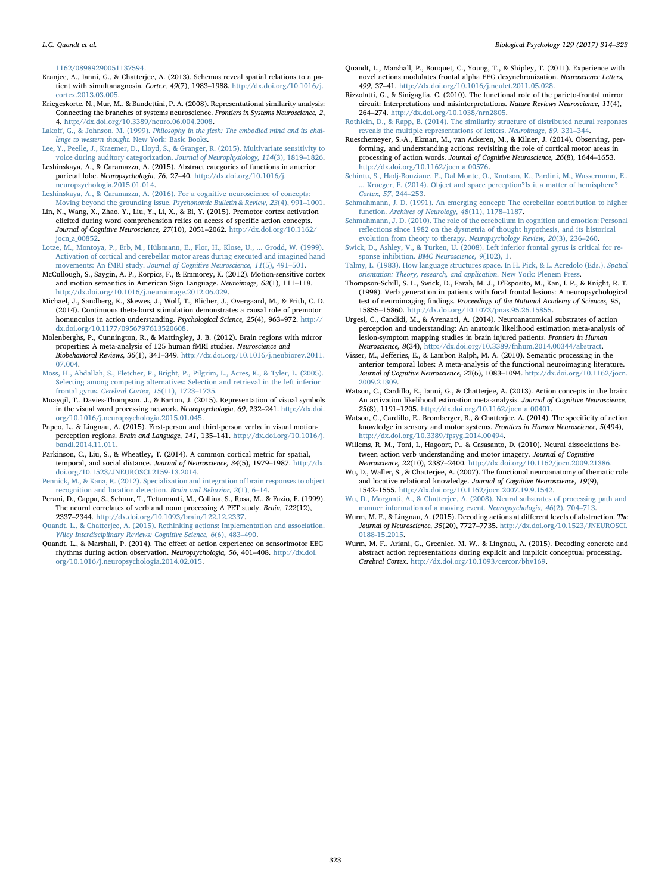1162/08989290051137594.

Kranjec, A., Ianni, G., & Chatterjee, A. (2013). Schemas reveal spatial relations to a patient with simultanagnosia. *Cortex, 49*(7), 1983–1988. http://dx.doi.org/10.1016/j.cortex.2013.03.005.

Kriegeskorte, N., Mur, M., & Bandettini, P. A. (2008). Representational similarity analysis: Connecting the branches of systems neuroscience. *Frontiers in Systems Neuroscience, 2*, 4. http://dx.doi.org/10.3389/neuro.06.004.2008.

Lakoff, G., & Johnson, M. (1999). *Philosophy in the flesh: The embodied mind and its challenge to western thought.* New York: Basic Books.

Lee, Y., Peelle, J., Kraemer, D., Lloyd, S., & Granger, R. (2015). Multivariate sensitivity to voice during auditory categorization. *Journal of Neurophysiology, 114*(3), 1819–1826.

Leshinskaya, A., & Caramazza, A. (2015). Abstract categories of functions in anterior parietal lobe. *Neuropsychologia, 76*, 27–40. http://dx.doi.org/10.1016/j.neuropsychologia.2015.01.014.

Leshinskaya, A., & Caramazza, A. (2016). For a cognitive neuroscience of concepts: Moving beyond the grounding issue. *Psychonomic Bulletin & Review, 23*(4), 991–1001.

Lin, N., Wang, X., Zhao, Y., Liu, Y., Li, X., & Bi, Y. (2015). Premotor cortex activation elicited during word comprehension relies on access of specific action concepts. *Journal of Cognitive Neuroscience, 27*(10), 2051–2062. http://dx.doi.org/10.1162/jocn_a_00852.

Lotze, M., Montoya, P., Erb, M., Hülsmann, E., Flor, H., Klose, U., ... Grodd, W. (1999). Activation of cortical and cerebellar motor areas during executed and imagined hand movements: An fMRI study. *Journal of Cognitive Neuroscience, 11*(5), 491–501.

McCullough, S., Saygin, A. P., Korpics, F., & Emmorey, K. (2012). Motion-sensitive cortex and motion semantics in American Sign Language. *Neuroimage, 63*(1), 111–118. http://dx.doi.org/10.1016/j.neuroimage.2012.06.029.

Michael, J., Sandberg, K., Skewes, J., Wolf, T., Blicher, J., Overgaard, M., & Frith, C. D. (2014). Continuous theta-burst stimulation demonstrates a causal role of premotor homunculus in action understanding. *Psychological Science, 25*(4), 963–972. http://dx.doi.org/10.1177/0956797613520608.

Molenberghs, P., Cunnington, R., & Mattingley, J. B. (2012). Brain regions with mirror properties: A meta-analysis of 125 human fMRI studies. *Neuroscience and Biobehavioral Reviews, 36*(1), 341–349. http://dx.doi.org/10.1016/j.neubiorev.2011.07.004.

Moss, H., Abdallah, S., Fletcher, P., Bright, P., Pilgrim, L., Acres, K., & Tyler, L. (2005). Selecting among competing alternatives: Selection and retrieval in the left inferior frontal gyrus. *Cerebral Cortex, 15*(11), 1723–1735.

Muayqil, T., Davies-Thompson, J., & Barton, J. (2015). Representation of visual symbols in the visual word processing network. *Neuropsychologia, 69*, 232–241. http://dx.doi.org/10.1016/j.neuropsychologia.2015.01.045.

Papeo, L., & Lingnau, A. (2015). First-person and third-person verbs in visual motion-perception regions. *Brain and Language, 141*, 135–141. http://dx.doi.org/10.1016/j.bandl.2014.11.011.

Parkinson, C., Liu, S., & Wheatley, T. (2014). A common cortical metric for spatial, temporal, and social distance. *Journal of Neuroscience, 34*(5), 1979–1987. http://dx.doi.org/10.1523/JNEUROSCI.2159-13.2014.

Pennick, M., & Kana, R. (2012). Specialization and integration of brain responses to object recognition and location detection. *Brain and Behavior, 2*(1), 6–14.

Perani, D., Cappa, S., Schnur, T., Tettamanti, M., Collina, S., Rosa, M., & Fazio, F. (1999). The neural correlates of verb and noun processing A PET study. *Brain, 122*(12), 2337–2344. http://dx.doi.org/10.1093/brain/122.12.2337.

Quandt, L., & Chatterjee, A. (2015). Rethinking actions: Implementation and association. *Wiley Interdisciplinary Reviews: Cognitive Science, 6*(6), 483–490.

Quandt, L., & Marshall, P. (2014). The effect of action experience on sensorimotor EEG rhythms during action observation. *Neuropsychologia, 56*, 401–408. http://dx.doi.org/10.1016/j.neuropsychologia.2014.02.015.

Quandt, L., Marshall, P., Bouquet, C., Young, T., & Shipley, T. (2011). Experience with novel actions modulates frontal alpha EEG desynchronization. *Neuroscience Letters, 499*, 37–41. http://dx.doi.org/10.1016/j.neulet.2011.05.028.

Rizzolatti, G., & Sinigaglia, C. (2010). The functional role of the parieto-frontal mirror circuit: Interpretations and misinterpretations. *Nature Reviews Neuroscience, 11*(4), 264–274. http://dx.doi.org/10.1038/nrn2805.

Rothlein, D., & Rapp, B. (2014). The similarity structure of distributed neural responses reveals the multiple representations of letters. *Neuroimage, 89*, 331–344.

Rueschemeyer, S.-A., Ekman, M., van Ackeren, M., & Kilner, J. (2014). Observing, performing, and understanding actions: revisiting the role of cortical motor areas in processing of action words. *Journal of Cognitive Neuroscience, 26*(8), 1644–1653. http://dx.doi.org/10.1162/jocn_a_00576.

Schintu, S., Hadj-Bouziane, F., Dal Monte, O., Knutson, K., Pardini, M., Wassermann, E., ... Krueger, F. (2014). Object and space perception?Is it a matter of hemisphere? *Cortex, 57*, 244–253.

Schmahmann, J. D. (1991). An emerging concept: The cerebellar contribution to higher function. *Archives of Neurology, 48*(11), 1178–1187.

Schmahmann, J. D. (2010). The role of the cerebellum in cognition and emotion: Personal reflections since 1982 on the dysmetria of thought hypothesis, and its historical evolution from theory to therapy. *Neuropsychology Review, 20*(3), 236–260.

Swick, D., Ashley, V., & Turken, U. (2008). Left inferior frontal gyrus is critical for response inhibition. *BMC Neuroscience, 9*(102), 1.

Talmy, L. (1983). How language structures space. In H. Pick, & L. Acredolo (Eds.). *Spatial orientation: Theory, research, and application.* New York: Plenem Press.

Thompson-Schill, S. L., Swick, D., Farah, M. J., D'Esposito, M., Kan, I. P., & Knight, R. T. (1998). Verb generation in patients with focal frontal lesions: A neuropsychological test of neuroimaging findings. *Proceedings of the National Academy of Sciences, 95*, 15855–15860. http://dx.doi.org/10.1073/pnas.95.26.15855.

Urgesi, C., Candidi, M., & Avenanti, A. (2014). Neuroanatomical substrates of action perception and understanding: An anatomic likelihood estimation meta-analysis of lesion-symptom mapping studies in brain injured patients. *Frontiers in Human Neuroscience, 8*(34), http://dx.doi.org/10.3389/fnhum.2014.00344/abstract.

Visser, M., Jefferies, E., & Lambon Ralph, M. A. (2010). Semantic processing in the anterior temporal lobes: A meta-analysis of the functional neuroimaging literature. *Journal of Cognitive Neuroscience, 22*(6), 1083–1094. http://dx.doi.org/10.1162/jocn.2009.21309.

Watson, C., Cardillo, E., Ianni, G., & Chatterjee, A. (2013). Action concepts in the brain: An activation likelihood estimation meta-analysis. *Journal of Cognitive Neuroscience, 25*(8), 1191–1205. http://dx.doi.org/10.1162/jocn_a_00401.

Watson, C., Cardillo, E., Bromberger, B., & Chatterjee, A. (2014). The specificity of action knowledge in sensory and motor systems. *Frontiers in Human Neuroscience, 5*(494), http://dx.doi.org/10.3389/fpsyg.2014.00494.

Willems, R. M., Toni, I., Hagoort, P., & Casasanto, D. (2010). Neural dissociations between action verb understanding and motor imagery. *Journal of Cognitive Neuroscience, 22*(10), 2387–2400. http://dx.doi.org/10.1162/jocn.2009.21386.

Wu, D., Waller, S., & Chatterjee, A. (2007). The functional neuroanatomy of thematic role and locative relational knowledge. *Journal of Cognitive Neuroscience, 19*(9), 1542–1555. http://dx.doi.org/10.1162/jocn.2007.19.9.1542.

Wu, D., Morganti, A., & Chatterjee, A. (2008). Neural substrates of processing path and manner information of a moving event. *Neuropsychologia, 46*(2), 704–713.

Wurm, M. F., & Lingnau, A. (2015). Decoding actions at different levels of abstraction. *The Journal of Neuroscience, 35*(20), 7727–7735. http://dx.doi.org/10.1523/JNEUROSCI.0188-15.2015.

Wurm, M. F., Ariani, G., Greenlee, M. W., & Lingnau, A. (2015). Decoding concrete and abstract action representations during explicit and implicit conceptual processing. *Cerebral Cortex*. http://dx.doi.org/10.1093/cercor/bhv169.